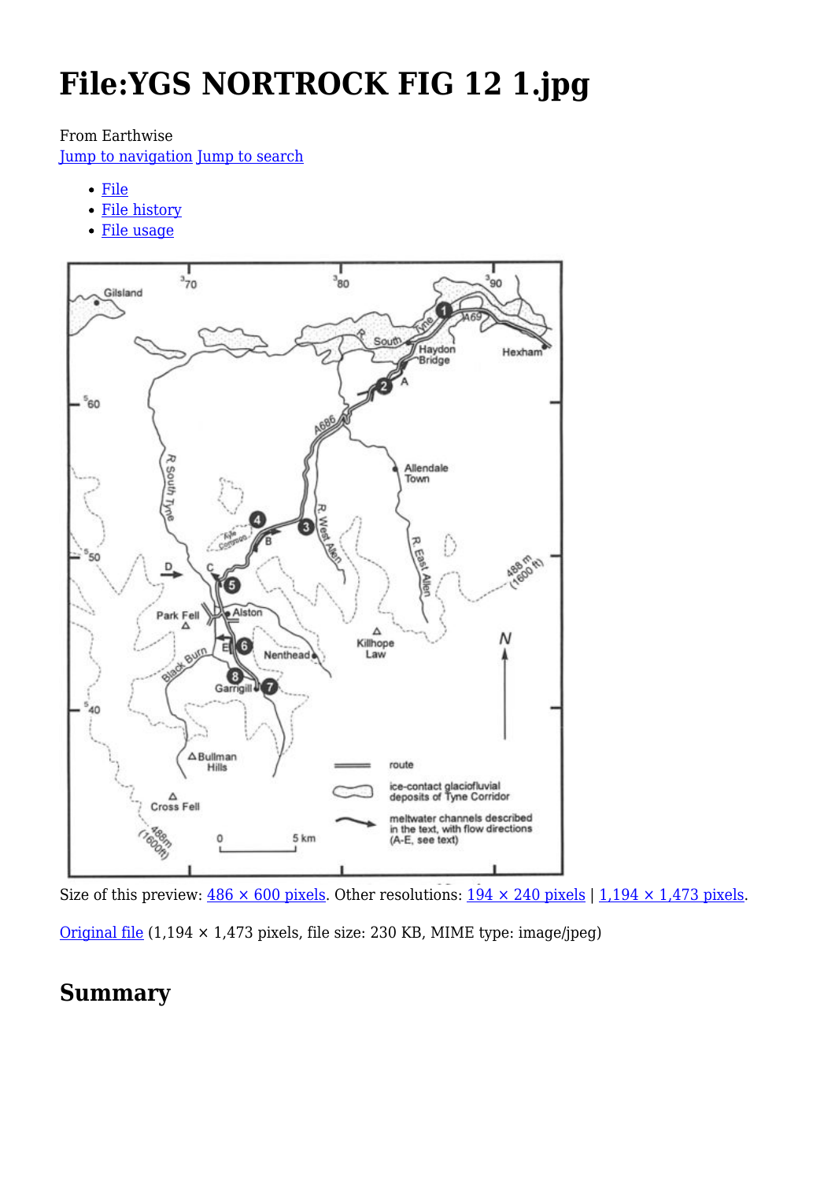# File:YGS NORTROCK FIG 12 1.jpg

From Earthwise

Jump to navigation Jump to search

- File
- File history
- File usage

Size of this preview: 486 × 600 pixels. Other resolutions: 194 × 240 pixels | 1,194 × 1,473 pixels.

Original file (1,194 × 1,473 pixels, file size: 230 KB, MIME type: image/jpeg)

## Summary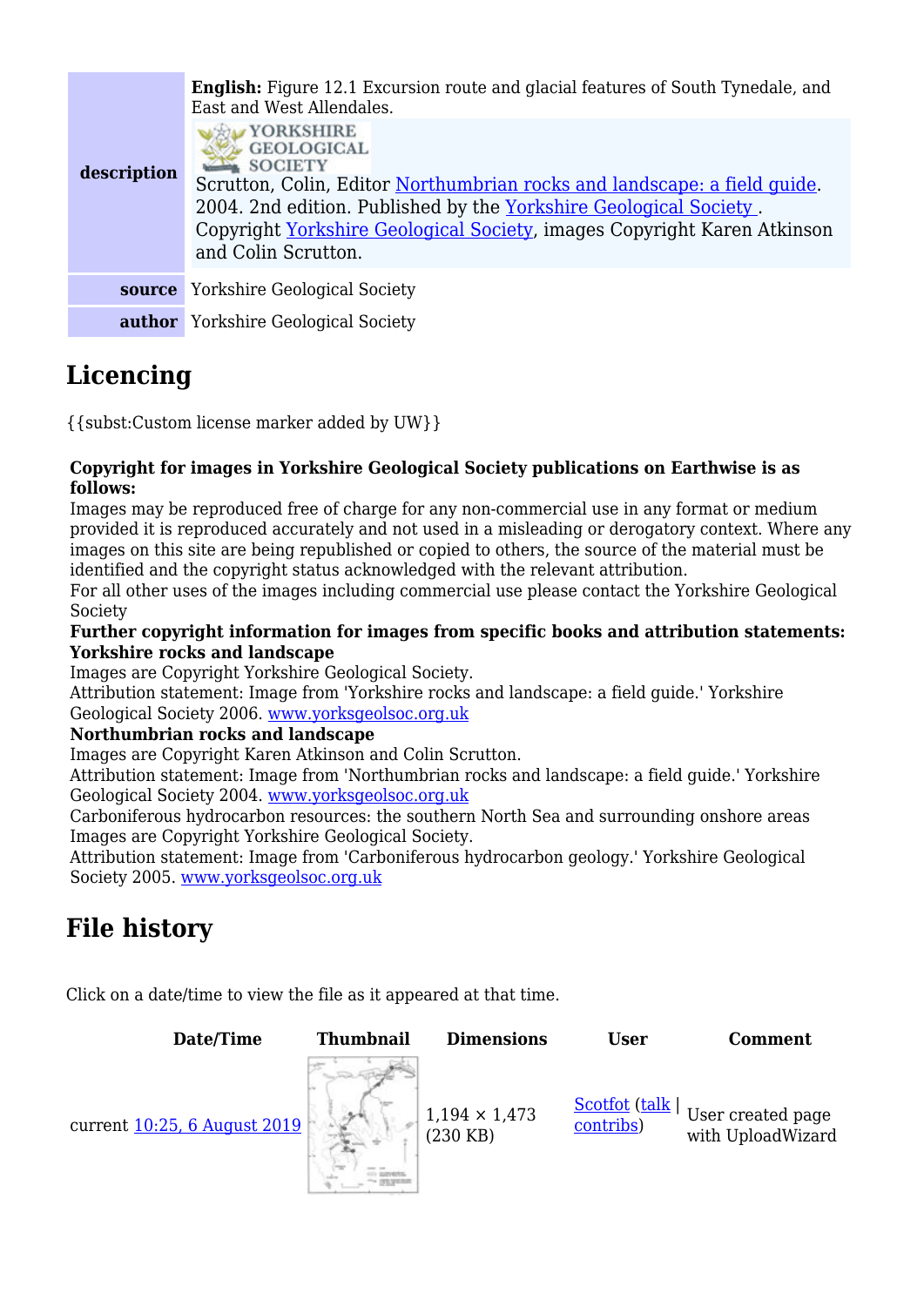| | |
|---|---|
| **description** | **English:** Figure 12.1 Excursion route and glacial features of South Tynedale, and East and West Allendales. YORKSHIRE GEOLOGICAL SOCIETY Scrutton, Colin, Editor Northumbrian rocks and landscape: a field guide. 2004. 2nd edition. Published by the Yorkshire Geological Society . Copyright Yorkshire Geological Society, images Copyright Karen Atkinson and Colin Scrutton. |
| **source** | Yorkshire Geological Society |
| **author** | Yorkshire Geological Society |

## Licencing

{{subst:Custom license marker added by UW}}

**Copyright for images in Yorkshire Geological Society publications on Earthwise is as follows:**
Images may be reproduced free of charge for any non-commercial use in any format or medium provided it is reproduced accurately and not used in a misleading or derogatory context. Where any images on this site are being republished or copied to others, the source of the material must be identified and the copyright status acknowledged with the relevant attribution.
For all other uses of the images including commercial use please contact the Yorkshire Geological Society
**Further copyright information for images from specific books and attribution statements:**
**Yorkshire rocks and landscape**
Images are Copyright Yorkshire Geological Society.
Attribution statement: Image from 'Yorkshire rocks and landscape: a field guide.' Yorkshire Geological Society 2006. www.yorksgeolsoc.org.uk
**Northumbrian rocks and landscape**
Images are Copyright Karen Atkinson and Colin Scrutton.
Attribution statement: Image from 'Northumbrian rocks and landscape: a field guide.' Yorkshire Geological Society 2004. www.yorksgeolsoc.org.uk
Carboniferous hydrocarbon resources: the southern North Sea and surrounding onshore areas
Images are Copyright Yorkshire Geological Society.
Attribution statement: Image from 'Carboniferous hydrocarbon geology.' Yorkshire Geological Society 2005. www.yorksgeolsoc.org.uk

## File history

Click on a date/time to view the file as it appeared at that time.

| Date/Time | Thumbnail | Dimensions | User | Comment |
|---|---|---|---|---|
| current 10:25, 6 August 2019 | | 1,194 × 1,473 (230 KB) | Scotfot (talk \| contribs) | User created page with UploadWizard |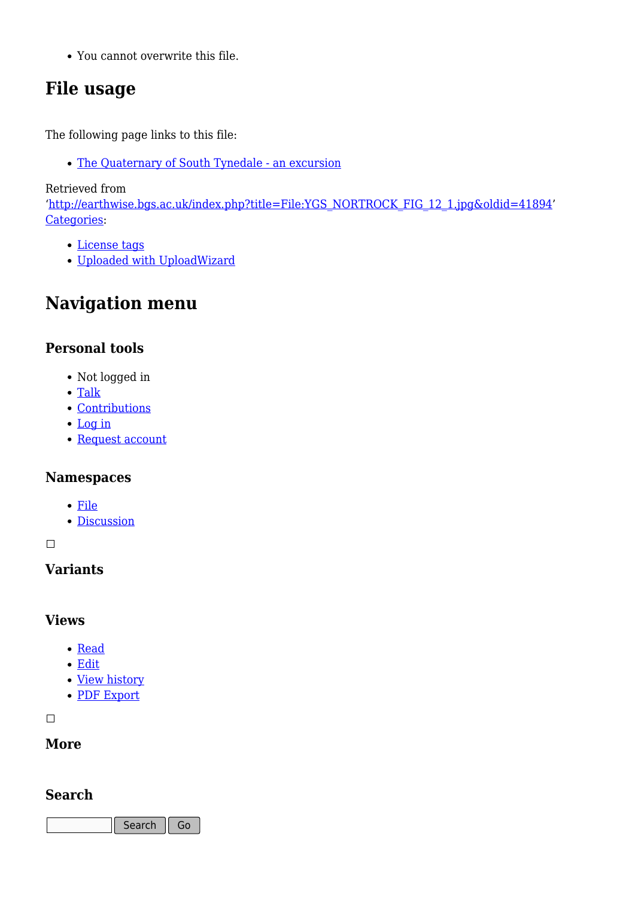- You cannot overwrite this file.

## File usage

The following page links to this file:

- The Quaternary of South Tynedale - an excursion

Retrieved from 'http://earthwise.bgs.ac.uk/index.php?title=File:YGS_NORTROCK_FIG_12_1.jpg&oldid=41894'
Categories:

- License tags
- Uploaded with UploadWizard

## Navigation menu

### Personal tools

- Not logged in
- Talk
- Contributions
- Log in
- Request account

### Namespaces

- File
- Discussion

### Variants

### Views

- Read
- Edit
- View history
- PDF Export

### More

### Search

Search Go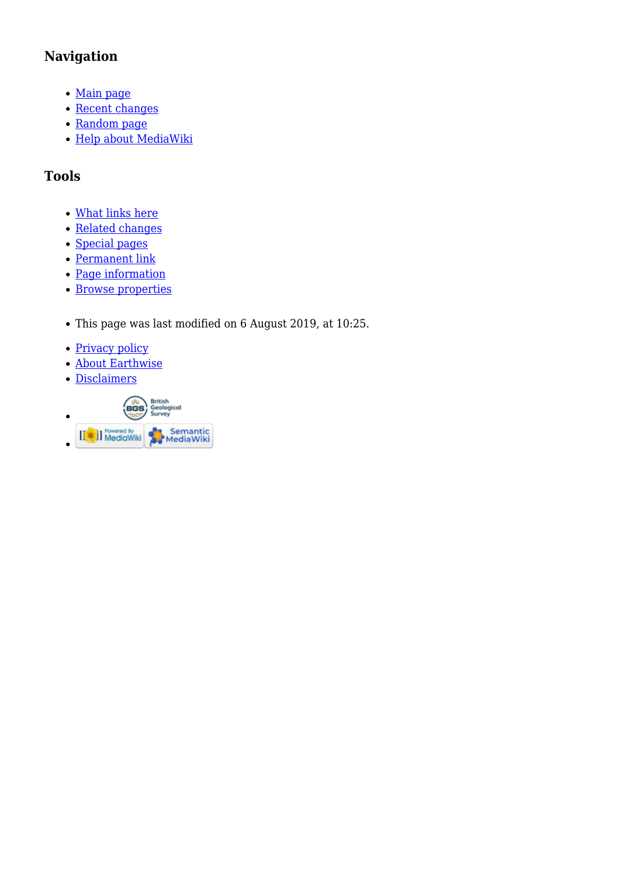## Navigation

- Main page
- Recent changes
- Random page
- Help about MediaWiki

## Tools

- What links here
- Related changes
- Special pages
- Permanent link
- Page information
- Browse properties

- This page was last modified on 6 August 2019, at 10:25.

- Privacy policy
- About Earthwise
- Disclaimers